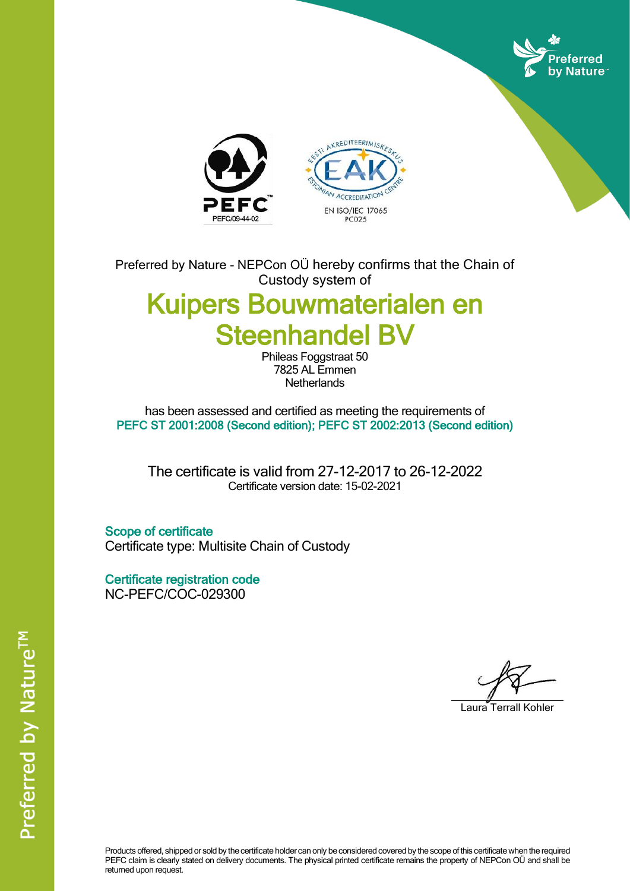Preferred by Nature

PEFC
PEFC/09-44-02

EESTI AKREDITEERIMISKESKUS
EAK
ESTONIAN ACCREDITATION CENTRE
EN ISO/IEC 17065
PC025

Preferred by Nature - NEPCon OÜ hereby confirms that the Chain of Custody system of

# Kuipers Bouwmaterialen en Steenhandel BV

Phileas Foggstraat 50
7825 AL Emmen
Netherlands

has been assessed and certified as meeting the requirements of
PEFC ST 2001:2008 (Second edition); PEFC ST 2002:2013 (Second edition)

The certificate is valid from 27-12-2017 to 26-12-2022
Certificate version date: 15-02-2021

## Scope of certificate

Certificate type: Multisite Chain of Custody

## Certificate registration code

NC-PEFC/COC-029300

Laura Terrall Kohler

Products offered, shipped or sold by the certificate holder can only be considered covered by the scope of this certificate when the required PEFC claim is clearly stated on delivery documents. The physical printed certificate remains the property of NEPCon OÜ and shall be returned upon request.

Preferred by Nature™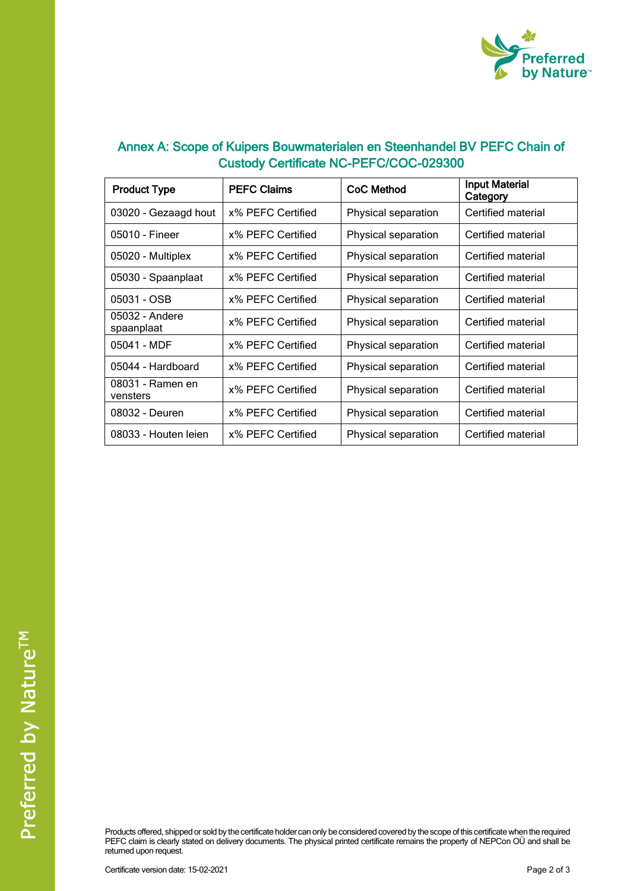## Annex A: Scope of Kuipers Bouwmaterialen en Steenhandel BV PEFC Chain of Custody Certificate NC-PEFC/COC-029300

| Product Type | PEFC Claims | CoC Method | Input Material Category |
|---|---|---|---|
| 03020 - Gezaagd hout | x% PEFC Certified | Physical separation | Certified material |
| 05010 - Fineer | x% PEFC Certified | Physical separation | Certified material |
| 05020 - Multiplex | x% PEFC Certified | Physical separation | Certified material |
| 05030 - Spaanplaat | x% PEFC Certified | Physical separation | Certified material |
| 05031 - OSB | x% PEFC Certified | Physical separation | Certified material |
| 05032 - Andere spaanplaat | x% PEFC Certified | Physical separation | Certified material |
| 05041 - MDF | x% PEFC Certified | Physical separation | Certified material |
| 05044 - Hardboard | x% PEFC Certified | Physical separation | Certified material |
| 08031 - Ramen en vensters | x% PEFC Certified | Physical separation | Certified material |
| 08032 - Deuren | x% PEFC Certified | Physical separation | Certified material |
| 08033 - Houten leien | x% PEFC Certified | Physical separation | Certified material |

Products offered, shipped or sold by the certificate holder can only be considered covered by the scope of this certificate when the required PEFC claim is clearly stated on delivery documents. The physical printed certificate remains the property of NEPCon OÜ and shall be returned upon request.

Certificate version date: 15-02-2021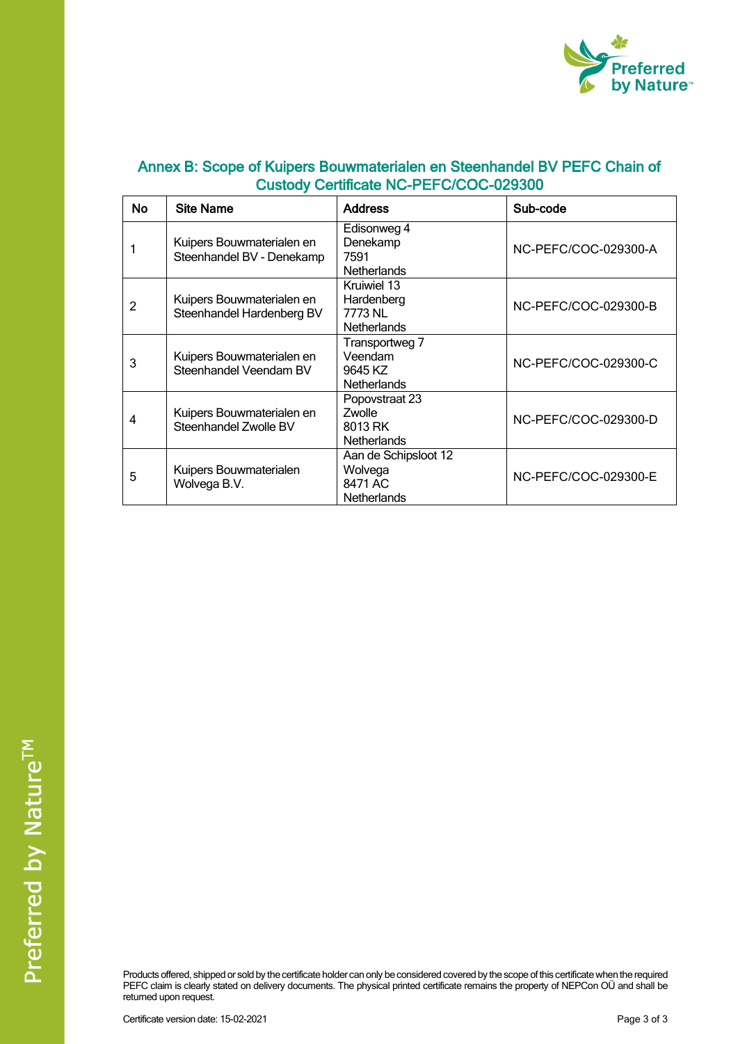## Annex B: Scope of Kuipers Bouwmaterialen en Steenhandel BV PEFC Chain of Custody Certificate NC-PEFC/COC-029300

| No | Site Name | Address | Sub-code |
|---|---|---|---|
| 1 | Kuipers Bouwmaterialen en Steenhandel BV - Denekamp | Edisonweg 4<br>Denekamp<br>7591<br>Netherlands | NC-PEFC/COC-029300-A |
| 2 | Kuipers Bouwmaterialen en Steenhandel Hardenberg BV | Kruiwiel 13<br>Hardenberg<br>7773 NL<br>Netherlands | NC-PEFC/COC-029300-B |
| 3 | Kuipers Bouwmaterialen en Steenhandel Veendam BV | Transportweg 7<br>Veendam<br>9645 KZ<br>Netherlands | NC-PEFC/COC-029300-C |
| 4 | Kuipers Bouwmaterialen en Steenhandel Zwolle BV | Popovstraat 23<br>Zwolle<br>8013 RK<br>Netherlands | NC-PEFC/COC-029300-D |
| 5 | Kuipers Bouwmaterialen Wolvega B.V. | Aan de Schipsloot 12<br>Wolvega<br>8471 AC<br>Netherlands | NC-PEFC/COC-029300-E |

Products offered, shipped or sold by the certificate holder can only be considered covered by the scope of this certificate when the required PEFC claim is clearly stated on delivery documents. The physical printed certificate remains the property of NEPCon OÜ and shall be returned upon request.

Certificate version date: 15-02-2021